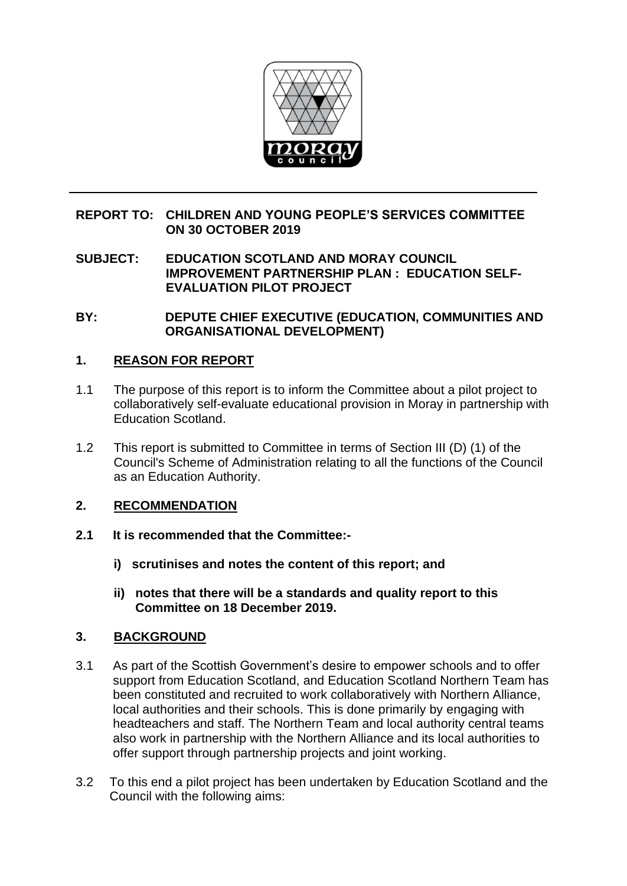**REPORT TO: CHILDREN AND YOUNG PEOPLE'S SERVICES COMMITTEE ON 30 OCTOBER 2019**

**SUBJECT: EDUCATION SCOTLAND AND MORAY COUNCIL IMPROVEMENT PARTNERSHIP PLAN : EDUCATION SELF-EVALUATION PILOT PROJECT**

**BY: DEPUTE CHIEF EXECUTIVE (EDUCATION, COMMUNITIES AND ORGANISATIONAL DEVELOPMENT)**

## 1. REASON FOR REPORT

1.1 The purpose of this report is to inform the Committee about a pilot project to collaboratively self-evaluate educational provision in Moray in partnership with Education Scotland.

1.2 This report is submitted to Committee in terms of Section III (D) (1) of the Council's Scheme of Administration relating to all the functions of the Council as an Education Authority.

## 2. RECOMMENDATION

**2.1 It is recommended that the Committee:-**

**i) scrutinises and notes the content of this report; and**

**ii) notes that there will be a standards and quality report to this Committee on 18 December 2019.**

## 3. BACKGROUND

3.1 As part of the Scottish Government's desire to empower schools and to offer support from Education Scotland, and Education Scotland Northern Team has been constituted and recruited to work collaboratively with Northern Alliance, local authorities and their schools. This is done primarily by engaging with headteachers and staff. The Northern Team and local authority central teams also work in partnership with the Northern Alliance and its local authorities to offer support through partnership projects and joint working.

3.2 To this end a pilot project has been undertaken by Education Scotland and the Council with the following aims: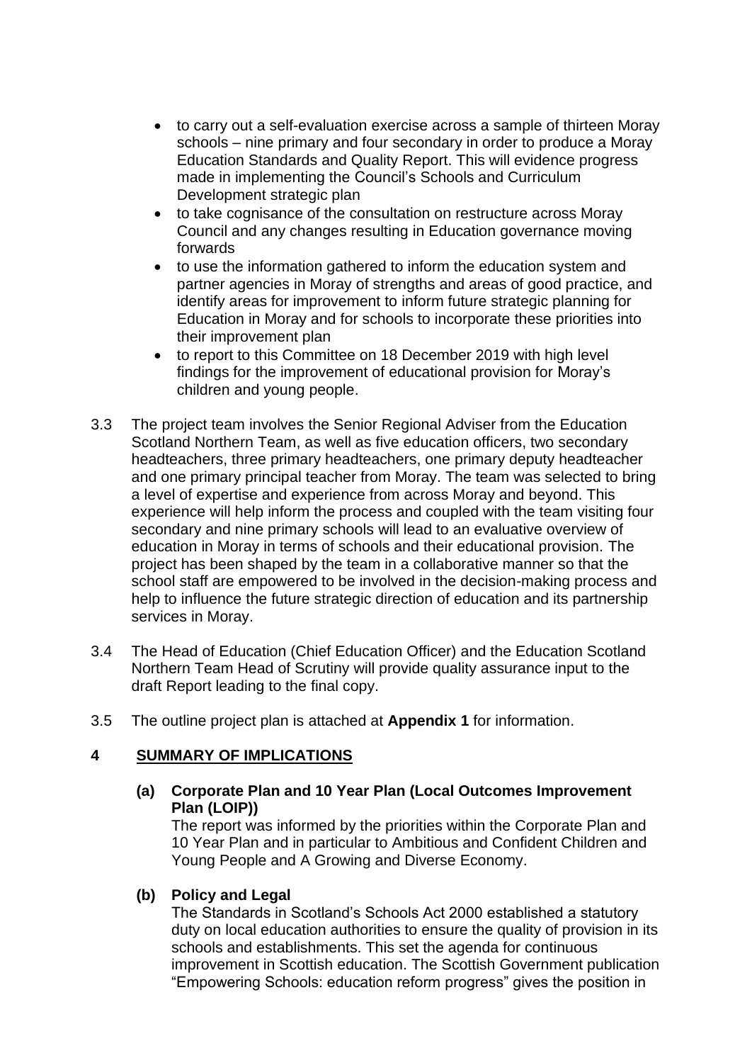- to carry out a self-evaluation exercise across a sample of thirteen Moray schools – nine primary and four secondary in order to produce a Moray Education Standards and Quality Report. This will evidence progress made in implementing the Council's Schools and Curriculum Development strategic plan
- to take cognisance of the consultation on restructure across Moray Council and any changes resulting in Education governance moving forwards
- to use the information gathered to inform the education system and partner agencies in Moray of strengths and areas of good practice, and identify areas for improvement to inform future strategic planning for Education in Moray and for schools to incorporate these priorities into their improvement plan
- to report to this Committee on 18 December 2019 with high level findings for the improvement of educational provision for Moray's children and young people.

3.3 The project team involves the Senior Regional Adviser from the Education Scotland Northern Team, as well as five education officers, two secondary headteachers, three primary headteachers, one primary deputy headteacher and one primary principal teacher from Moray. The team was selected to bring a level of expertise and experience from across Moray and beyond. This experience will help inform the process and coupled with the team visiting four secondary and nine primary schools will lead to an evaluative overview of education in Moray in terms of schools and their educational provision. The project has been shaped by the team in a collaborative manner so that the school staff are empowered to be involved in the decision-making process and help to influence the future strategic direction of education and its partnership services in Moray.

3.4 The Head of Education (Chief Education Officer) and the Education Scotland Northern Team Head of Scrutiny will provide quality assurance input to the draft Report leading to the final copy.

3.5 The outline project plan is attached at **Appendix 1** for information.

## 4 SUMMARY OF IMPLICATIONS

**(a) Corporate Plan and 10 Year Plan (Local Outcomes Improvement Plan (LOIP))**

The report was informed by the priorities within the Corporate Plan and 10 Year Plan and in particular to Ambitious and Confident Children and Young People and A Growing and Diverse Economy.

**(b) Policy and Legal**

The Standards in Scotland's Schools Act 2000 established a statutory duty on local education authorities to ensure the quality of provision in its schools and establishments. This set the agenda for continuous improvement in Scottish education. The Scottish Government publication "Empowering Schools: education reform progress" gives the position in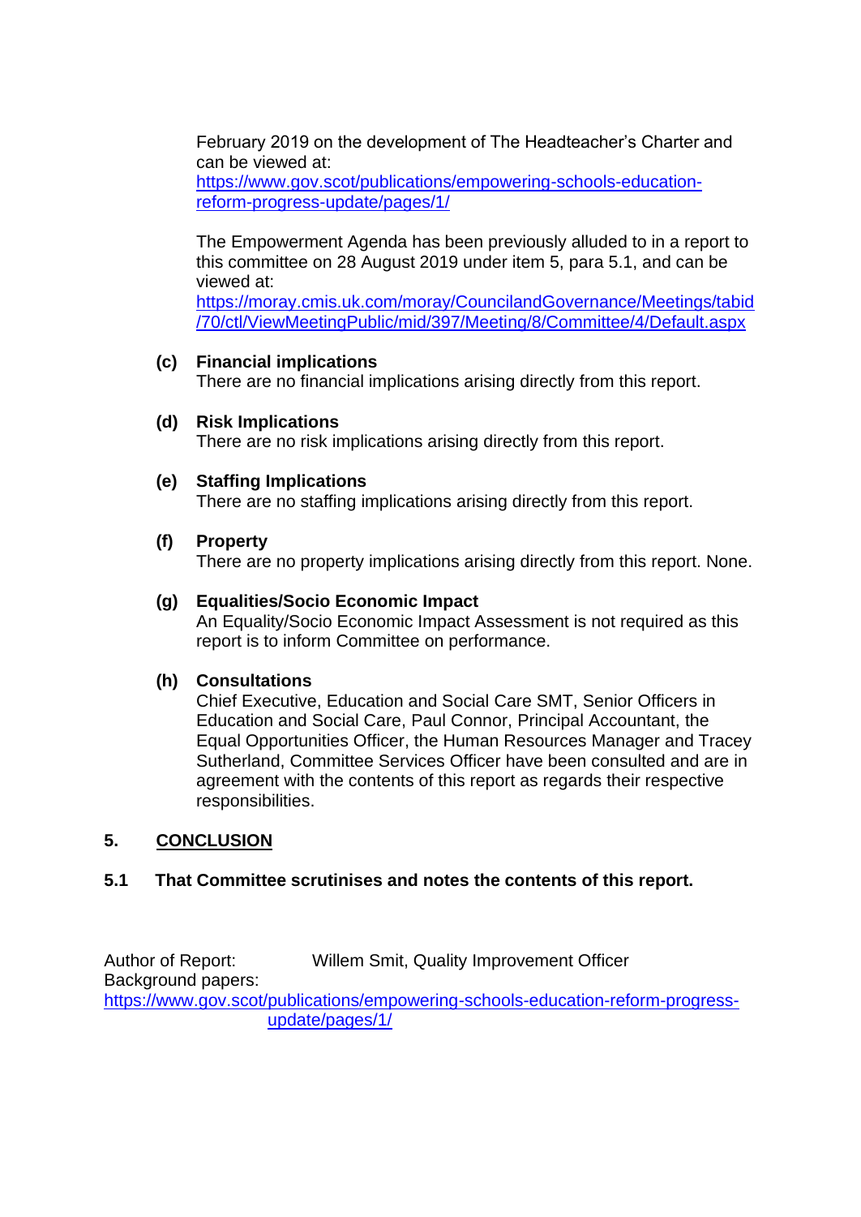February 2019 on the development of The Headteacher's Charter and can be viewed at: https://www.gov.scot/publications/empowering-schools-education-reform-progress-update/pages/1/

The Empowerment Agenda has been previously alluded to in a report to this committee on 28 August 2019 under item 5, para 5.1, and can be viewed at: https://moray.cmis.uk.com/moray/CouncilandGovernance/Meetings/tabid/70/ctl/ViewMeetingPublic/mid/397/Meeting/8/Committee/4/Default.aspx

**(c) Financial implications**
There are no financial implications arising directly from this report.

**(d) Risk Implications**
There are no risk implications arising directly from this report.

**(e) Staffing Implications**
There are no staffing implications arising directly from this report.

**(f) Property**
There are no property implications arising directly from this report. None.

**(g) Equalities/Socio Economic Impact**
An Equality/Socio Economic Impact Assessment is not required as this report is to inform Committee on performance.

**(h) Consultations**
Chief Executive, Education and Social Care SMT, Senior Officers in Education and Social Care, Paul Connor, Principal Accountant, the Equal Opportunities Officer, the Human Resources Manager and Tracey Sutherland, Committee Services Officer have been consulted and are in agreement with the contents of this report as regards their respective responsibilities.

## 5. CONCLUSION

**5.1 That Committee scrutinises and notes the contents of this report.**

Author of Report: Willem Smit, Quality Improvement Officer
Background papers: https://www.gov.scot/publications/empowering-schools-education-reform-progress-update/pages/1/